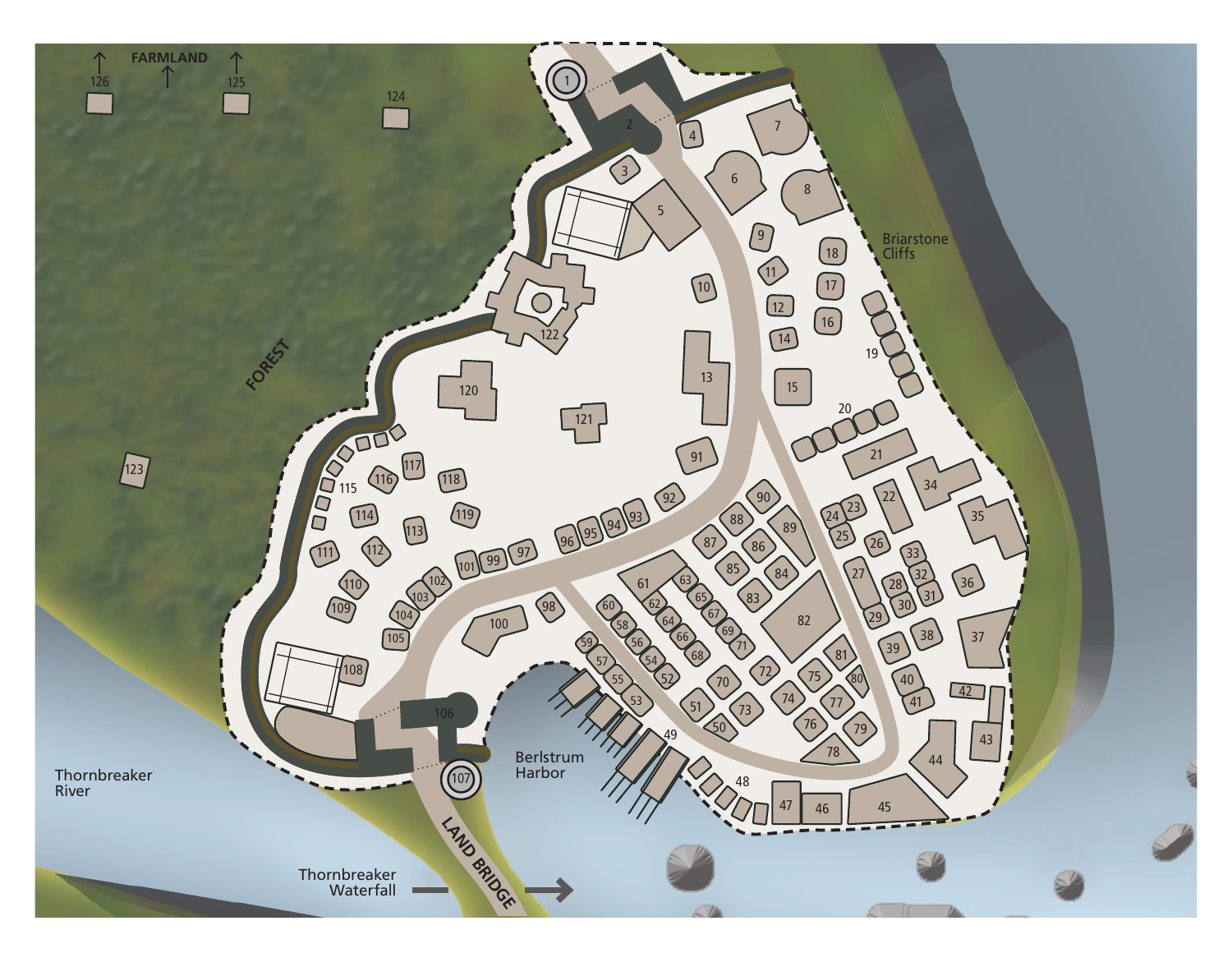FARMLAND

126 125 124

123

FOREST

Briarstone Cliffs

1 2 3 4 5 6 7 8 9 10 11 12 13 14 15 16 17 18 19 20 21 22 23 24 25 26 27 28 29 30 31 32 33 34 35 36 37 38 39 40 41 42 43 44 45 46 47 48 49 50 51 52 53 54 55 56 57 58 59 60 61 62 63 64 65 66 67 68 69 70 71 72 73 74 75 76 77 78 79 80 81 82 83 84 85 86 87 88 89 90 91 92 93 94 95 96 97 98 99 100 101 102 103 104 105 106 107 108 109 110 111 112 113 114 115 116 117 118 119 120 121 122

Thornbreaker River

Berlstrum Harbor

LAND BRIDGE

Thornbreaker Waterfall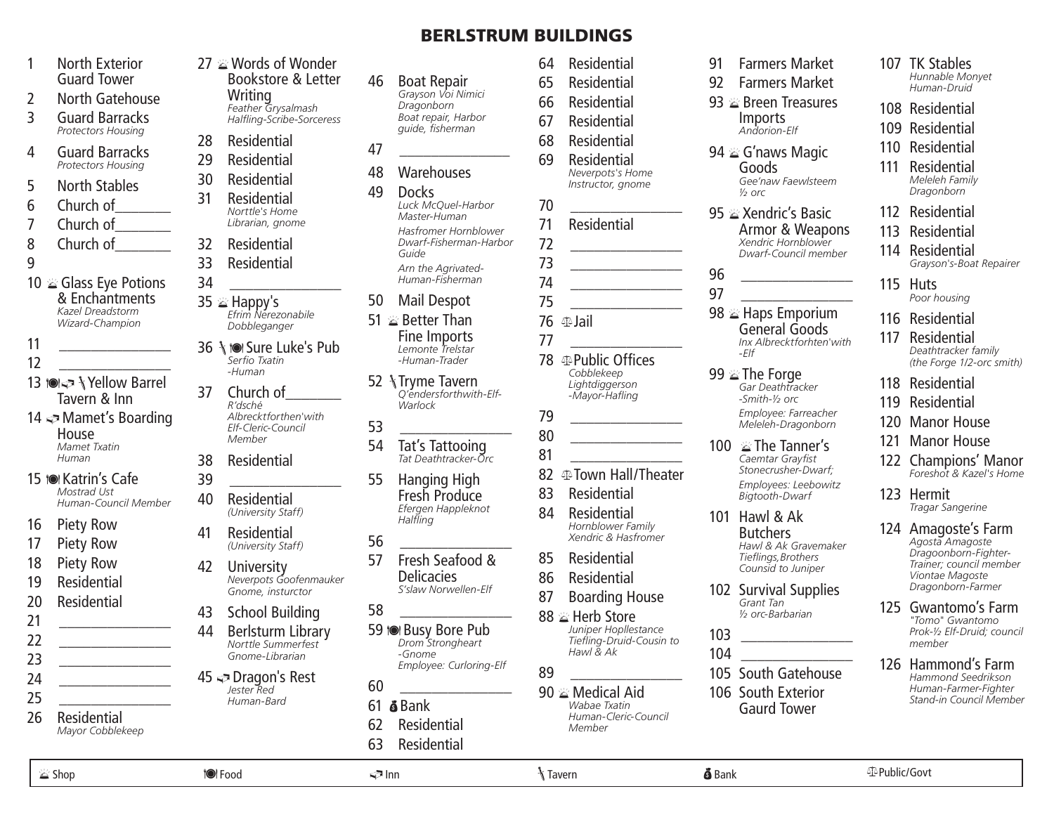# BERLSTRUM BUILDINGS

1 North Exterior Guard Tower

2 North Gatehouse

3 Guard Barracks
*Protectors Housing*

4 Guard Barracks
*Protectors Housing*

5 North Stables

6 Church of________

7 Church of________

8 Church of________

9

10 Glass Eye Potions & Enchantments
*Kazel Dreadstorm Wizard-Champion*

11 ________________

12 ________________

13 Yellow Barrel Tavern & Inn

14 Mamet's Boarding House
*Mamet Txatin Human*

15 Katrin's Cafe
*Mostrad Ust Human-Council Member*

16 Piety Row

17 Piety Row

18 Piety Row

19 Residential

20 Residential

21 ________________

22 ________________

23 ________________

24 ________________

25 ________________

26 Residential
*Mayor Cobblekeep*

27 Words of Wonder Bookstore & Letter Writing
*Feather Grysalmash Halfling-Scribe-Sorceress*

28 Residential

29 Residential

30 Residential

31 Residential
*Norttle's Home Librarian, gnome*

32 Residential

33 Residential

34 ________________

35 Happy's
*Efrim Nerezonabile Dobbleganger*

36 Sure Luke's Pub
*Serfio Txatin -Human*

37 Church of________
*R'dsché Albrecktforthen'with Elf-Cleric-Council Member*

38 Residential

39 ________________

40 Residential
*(University Staff)*

41 Residential
*(University Staff)*

42 University
*Neverpots Goofenmauker Gnome, insturctor*

43 School Building

44 Berlsturm Library
*Norttle Summerfest Gnome-Librarian*

45 Dragon's Rest
*Jester Red Human-Bard*

46 Boat Repair
*Grayson Voi Nimici Dragonborn Boat repair, Harbor guide, fisherman*

47 ________________

48 Warehouses

49 Docks
*Luck McQuel-Harbor Master-Human*
*Hasfromer Hornblower Dwarf-Fisherman-Harbor Guide*
*Arn the Agrivated-Human-Fisherman*

50 Mail Despot

51 Better Than Fine Imports
*Lemonte Trelstar -Human-Trader*

52 Tryme Tavern
*Q'endersforthwith-Elf-Warlock*

53 ________________

54 Tat's Tattooing
*Tat Deathtracker-Orc*

55 Hanging High Fresh Produce
*Efergen Happleknot Halfling*

56 ________________

57 Fresh Seafood & Delicacies
*S'slaw Norwellen-Elf*

58 ________________

59 Busy Bore Pub
*Drom Strongheart -Gnome*
*Employee: Curloring-Elf*

60 ________________

61 Bank

62 Residential

63 Residential

64 Residential

65 Residential

66 Residential

67 Residential

68 Residential

69 Residential
*Neverpots's Home Instructor, gnome*

70 ________________

71 Residential

72 ________________

73 ________________

74 ________________

75 ________________

76 Jail

77 ________________

78 Public Offices
*Cobblekeep Lightdiggerson -Mayor-Hafling*

79 ________________

80 ________________

81 ________________

82 Town Hall/Theater

83 Residential

84 Residential
*Hornblower Family Xendric & Hasfromer*

85 Residential

86 Residential

87 Boarding House

88 Herb Store
*Juniper Hopllestance Tiefling-Druid-Cousin to Hawl & Ak*

89 ________________

90 Medical Aid
*Wabae Txatin Human-Cleric-Council Member*

91 Farmers Market

92 Farmers Market

93 Breen Treasures Imports
*Andorion-Elf*

94 G'naws Magic Goods
*Gee'naw Faewlsteem ½ orc*

95 Xendric's Basic Armor & Weapons
*Xendric Hornblower Dwarf-Council member*

96 ________________

97 ________________

98 Haps Emporium General Goods
*Inx Albrecktforhten'with -Elf*

99 The Forge
*Gar Deathtracker -Smith-½ orc*
*Employee: Farreacher Meleleh-Dragonborn*

100 The Tanner's
*Caemtar Grayfist Stonecrusher-Dwarf;*
*Employees: Leebowitz Bigtooth-Dwarf*

101 Hawl & Ak Butchers
*Hawl & Ak Gravemaker Tieflings,Brothers Counsid to Juniper*

102 Survival Supplies
*Grant Tan ½ orc-Barbarian*

103 ________________

104 ________________

105 South Gatehouse

106 South Exterior Gaurd Tower

107 TK Stables
*Hunnable Monyet Human-Druid*

108 Residential

109 Residential

110 Residential

111 Residential
*Meleleh Family Dragonborn*

112 Residential

113 Residential

114 Residential
*Grayson's-Boat Repairer*

115 Huts
*Poor housing*

116 Residential

117 Residential
*Deathtracker family (the Forge 1/2-orc smith)*

118 Residential

119 Residential

120 Manor House

121 Manor House

122 Champions' Manor
*Foreshot & Kazel's Home*

123 Hermit
*Tragar Sangerine*

124 Amagoste's Farm
*Agosta Amagoste Dragonborn-Fighter-Trainer; council member*
*Viontae Magoste Dragonborn-Farmer*

125 Gwantomo's Farm
*"Tomo" Gwantomo Prok-½ Elf-Druid; council member*

126 Hammond's Farm
*Hammond Seedrikson Human-Farmer-Fighter Stand-in Council Member*

Shop | Food | Inn | Tavern | Bank | Public/Govt